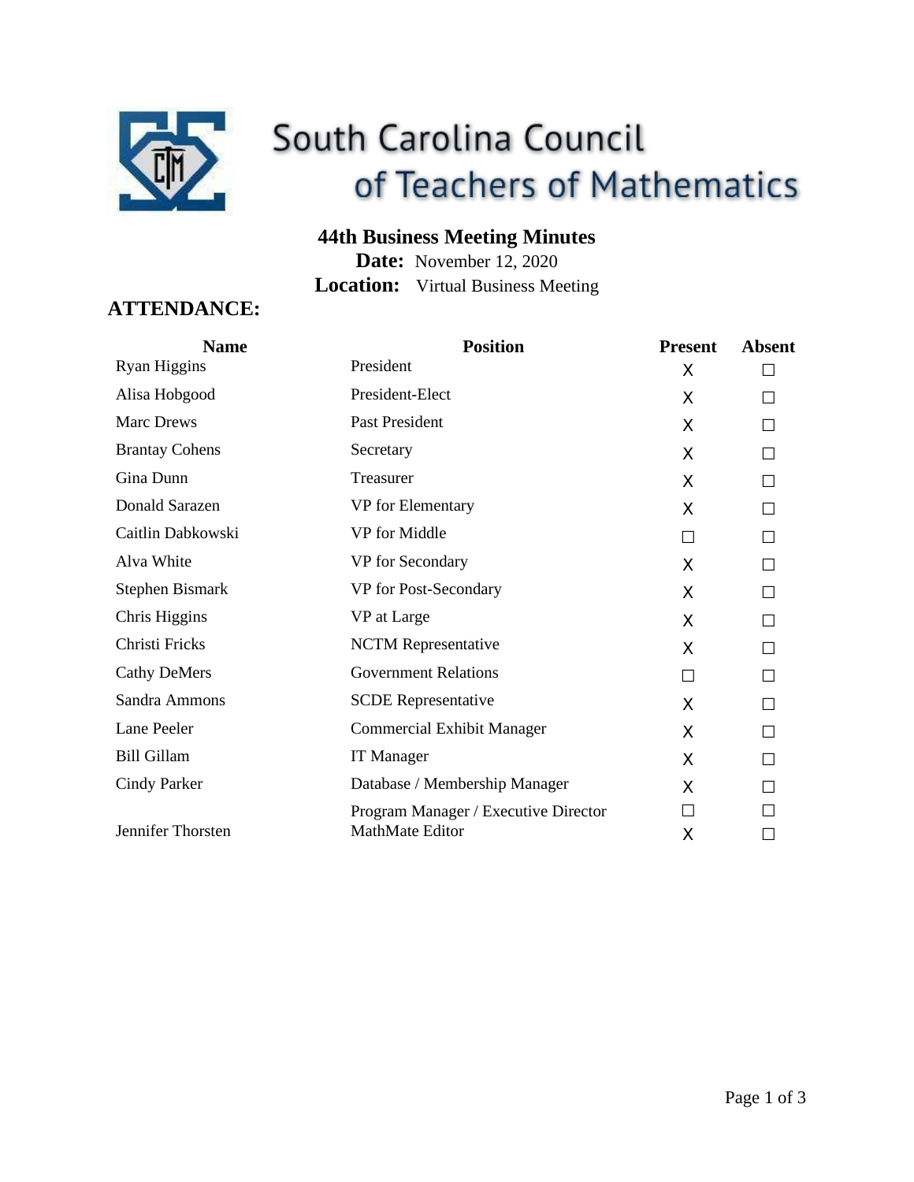# South Carolina Council of Teachers of Mathematics

## 44th Business Meeting Minutes

**Date:** November 12, 2020

**Location:** Virtual Business Meeting

## ATTENDANCE:

| Name | Position | Present | Absent |
|---|---|---|---|
| Ryan Higgins | President | X | ☐ |
| Alisa Hobgood | President-Elect | X | ☐ |
| Marc Drews | Past President | X | ☐ |
| Brantay Cohens | Secretary | X | ☐ |
| Gina Dunn | Treasurer | X | ☐ |
| Donald Sarazen | VP for Elementary | X | ☐ |
| Caitlin Dabkowski | VP for Middle | ☐ | ☐ |
| Alva White | VP for Secondary | X | ☐ |
| Stephen Bismark | VP for Post-Secondary | X | ☐ |
| Chris Higgins | VP at Large | X | ☐ |
| Christi Fricks | NCTM Representative | X | ☐ |
| Cathy DeMers | Government Relations | ☐ | ☐ |
| Sandra Ammons | SCDE Representative | X | ☐ |
| Lane Peeler | Commercial Exhibit Manager | X | ☐ |
| Bill Gillam | IT Manager | X | ☐ |
| Cindy Parker | Database / Membership Manager | X | ☐ |
| | Program Manager / Executive Director | ☐ | ☐ |
| Jennifer Thorsten | MathMate Editor | X | ☐ |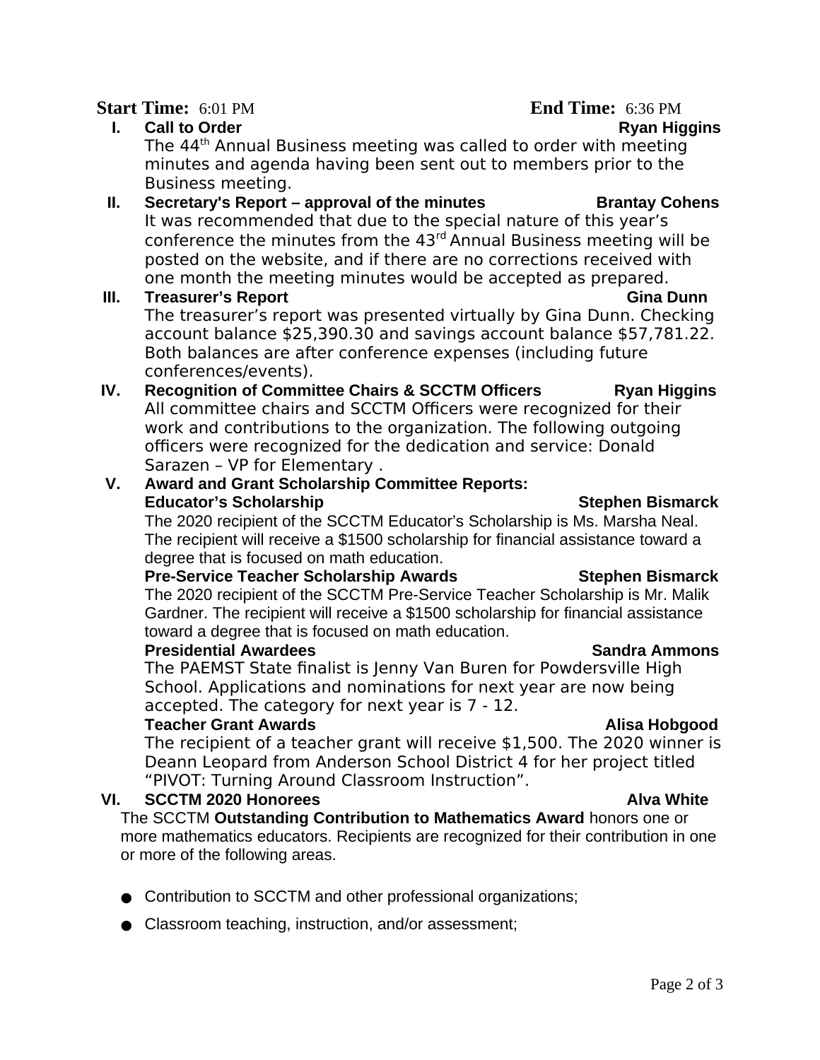**Start Time:** 6:01 PM **End Time:** 6:36 PM

**I. Call to Order** **Ryan Higgins**

The 44th Annual Business meeting was called to order with meeting minutes and agenda having been sent out to members prior to the Business meeting.

**II. Secretary's Report – approval of the minutes** **Brantay Cohens**

It was recommended that due to the special nature of this year's conference the minutes from the 43rd Annual Business meeting will be posted on the website, and if there are no corrections received with one month the meeting minutes would be accepted as prepared.

**III. Treasurer's Report** **Gina Dunn**

The treasurer's report was presented virtually by Gina Dunn. Checking account balance $25,390.30 and savings account balance $57,781.22. Both balances are after conference expenses (including future conferences/events).

**IV. Recognition of Committee Chairs & SCCTM Officers** **Ryan Higgins**

All committee chairs and SCCTM Officers were recognized for their work and contributions to the organization. The following outgoing officers were recognized for the dedication and service: Donald Sarazen – VP for Elementary .

**V. Award and Grant Scholarship Committee Reports:**

**Educator's Scholarship** **Stephen Bismarck**

The 2020 recipient of the SCCTM Educator's Scholarship is Ms. Marsha Neal. The recipient will receive a $1500 scholarship for financial assistance toward a degree that is focused on math education.

**Pre-Service Teacher Scholarship Awards** **Stephen Bismarck**

The 2020 recipient of the SCCTM Pre-Service Teacher Scholarship is Mr. Malik Gardner. The recipient will receive a $1500 scholarship for financial assistance toward a degree that is focused on math education.

**Presidential Awardees** **Sandra Ammons**

The PAEMST State finalist is Jenny Van Buren for Powdersville High School. Applications and nominations for next year are now being accepted. The category for next year is 7 - 12.

**Teacher Grant Awards** **Alisa Hobgood**

The recipient of a teacher grant will receive $1,500. The 2020 winner is Deann Leopard from Anderson School District 4 for her project titled "PIVOT: Turning Around Classroom Instruction".

**VI. SCCTM 2020 Honorees** **Alva White**

The SCCTM **Outstanding Contribution to Mathematics Award** honors one or more mathematics educators. Recipients are recognized for their contribution in one or more of the following areas.

- Contribution to SCCTM and other professional organizations;
- Classroom teaching, instruction, and/or assessment;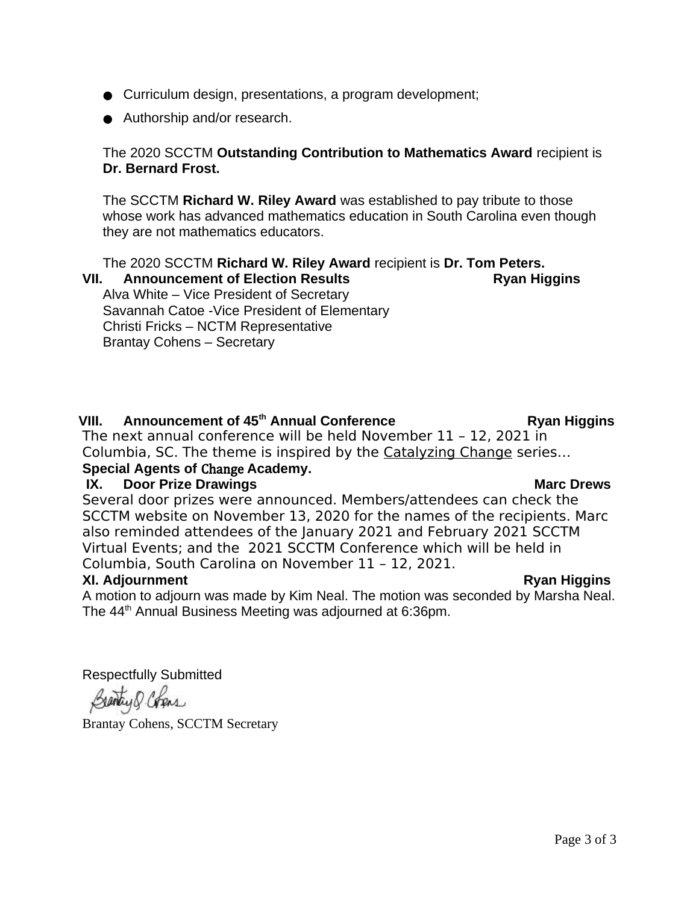- Curriculum design, presentations, a program development;
- Authorship and/or research.

The 2020 SCCTM **Outstanding Contribution to Mathematics Award** recipient is **Dr. Bernard Frost.**

The SCCTM **Richard W. Riley Award** was established to pay tribute to those whose work has advanced mathematics education in South Carolina even though they are not mathematics educators.

The 2020 SCCTM **Richard W. Riley Award** recipient is **Dr. Tom Peters.**

**VII. Announcement of Election Results — Ryan Higgins**

Alva White – Vice President of Secretary
Savannah Catoe -Vice President of Elementary
Christi Fricks – NCTM Representative
Brantay Cohens – Secretary

**VIII. Announcement of 45th Annual Conference — Ryan Higgins**

The next annual conference will be held November 11 – 12, 2021 in Columbia, SC. The theme is inspired by the Catalyzing Change series… **Special Agents of Change Academy.**

**IX. Door Prize Drawings — Marc Drews**

Several door prizes were announced. Members/attendees can check the SCCTM website on November 13, 2020 for the names of the recipients. Marc also reminded attendees of the January 2021 and February 2021 SCCTM Virtual Events; and the 2021 SCCTM Conference which will be held in Columbia, South Carolina on November 11 – 12, 2021.

**XI. Adjournment — Ryan Higgins**

A motion to adjourn was made by Kim Neal. The motion was seconded by Marsha Neal. The 44th Annual Business Meeting was adjourned at 6:36pm.

Respectfully Submitted

Brantay Cohens, SCCTM Secretary